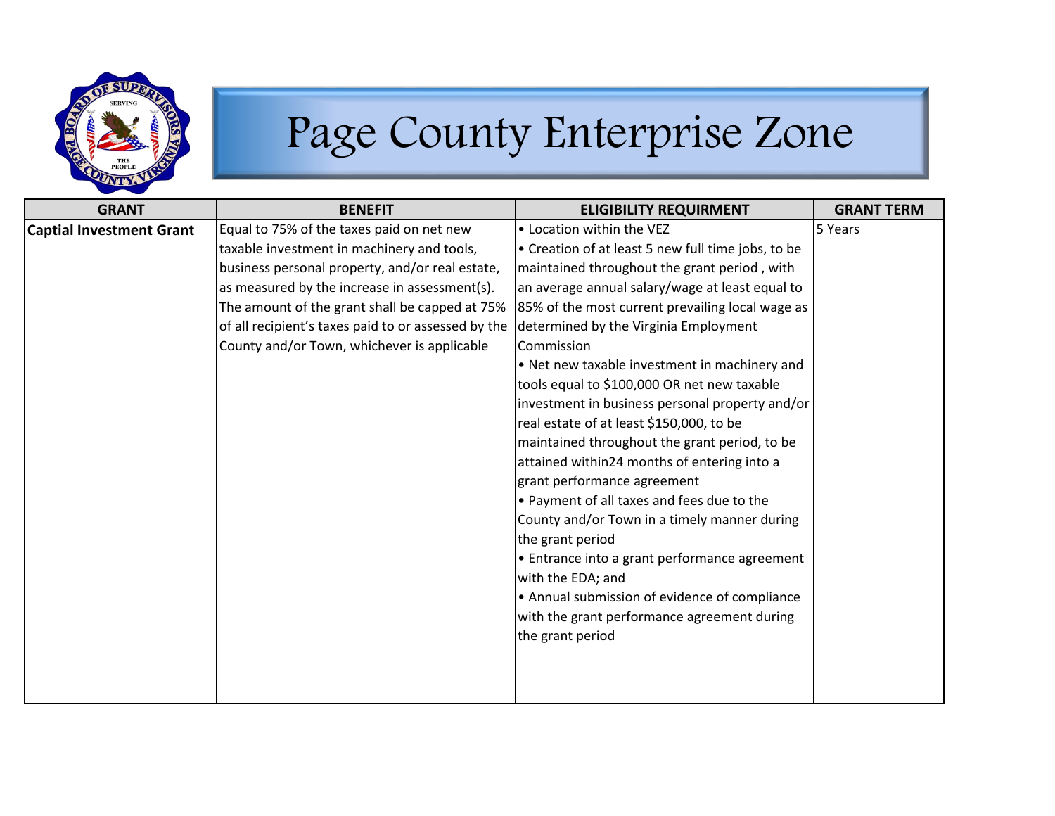# Page County Enterprise Zone

| GRANT | BENEFIT | ELIGIBILITY REQUIRMENT | GRANT TERM |
|---|---|---|---|
| **Captial Investment Grant** | Equal to 75% of the taxes paid on net new taxable investment in machinery and tools, business personal property, and/or real estate, as measured by the increase in assessment(s). The amount of the grant shall be capped at 75% of all recipient's taxes paid to or assessed by the County and/or Town, whichever is applicable | • Location within the VEZ<br>• Creation of at least 5 new full time jobs, to be maintained throughout the grant period , with an average annual salary/wage at least equal to 85% of the most current prevailing local wage as determined by the Virginia Employment Commission<br>• Net new taxable investment in machinery and tools equal to $100,000 OR net new taxable investment in business personal property and/or real estate of at least $150,000, to be maintained throughout the grant period, to be attained within24 months of entering into a grant performance agreement<br>• Payment of all taxes and fees due to the County and/or Town in a timely manner during the grant period<br>• Entrance into a grant performance agreement with the EDA; and<br>• Annual submission of evidence of compliance with the grant performance agreement during the grant period | 5 Years |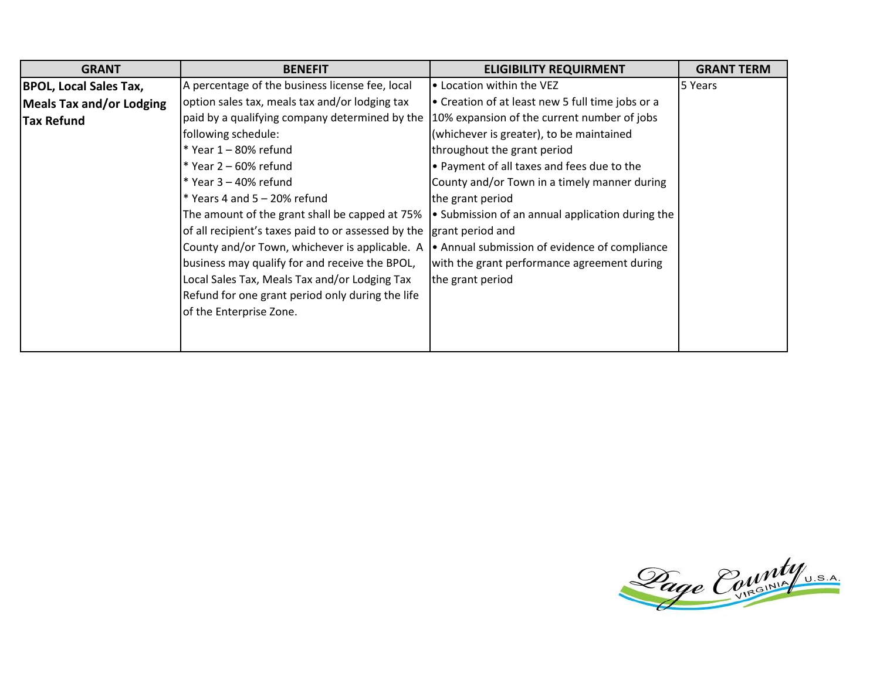| GRANT | BENEFIT | ELIGIBILITY REQUIRMENT | GRANT TERM |
|---|---|---|---|
| **BPOL, Local Sales Tax, Meals Tax and/or Lodging Tax Refund** | A percentage of the business license fee, local option sales tax, meals tax and/or lodging tax paid by a qualifying company determined by the following schedule:<br>* Year 1 – 80% refund<br>* Year 2 – 60% refund<br>* Year 3 – 40% refund<br>* Years 4 and 5 – 20% refund<br>The amount of the grant shall be capped at 75% of all recipient's taxes paid to or assessed by the County and/or Town, whichever is applicable. A business may qualify for and receive the BPOL, Local Sales Tax, Meals Tax and/or Lodging Tax Refund for one grant period only during the life of the Enterprise Zone. | • Location within the VEZ<br>• Creation of at least new 5 full time jobs or a 10% expansion of the current number of jobs (whichever is greater), to be maintained throughout the grant period<br>• Payment of all taxes and fees due to the County and/or Town in a timely manner during the grant period<br>• Submission of an annual application during the grant period and<br>• Annual submission of evidence of compliance with the grant performance agreement during the grant period | 5 Years |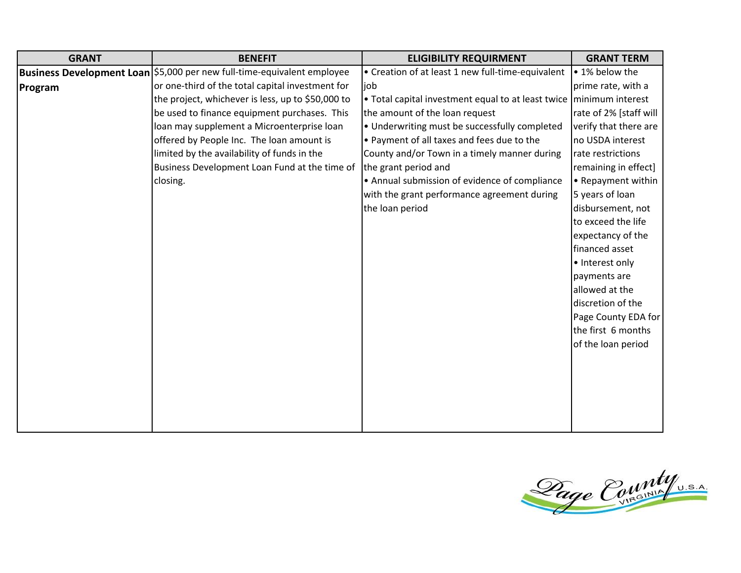| GRANT | BENEFIT | ELIGIBILITY REQUIRMENT | GRANT TERM |
|---|---|---|---|
| **Business Development Loan Program** | $5,000 per new full-time-equivalent employee or one-third of the total capital investment for the project, whichever is less, up to $50,000 to be used to finance equipment purchases. This loan may supplement a Microenterprise loan offered by People Inc. The loan amount is limited by the availability of funds in the Business Development Loan Fund at the time of closing. | • Creation of at least 1 new full-time-equivalent job<br>• Total capital investment equal to at least twice the amount of the loan request<br>• Underwriting must be successfully completed<br>• Payment of all taxes and fees due to the County and/or Town in a timely manner during the grant period and<br>• Annual submission of evidence of compliance with the grant performance agreement during the loan period | • 1% below the prime rate, with a minimum interest rate of 2% [staff will verify that there are no USDA interest rate restrictions remaining in effect]<br>• Repayment within 5 years of loan disbursement, not to exceed the life expectancy of the financed asset<br>• Interest only payments are allowed at the discretion of the Page County EDA for the first 6 months of the loan period |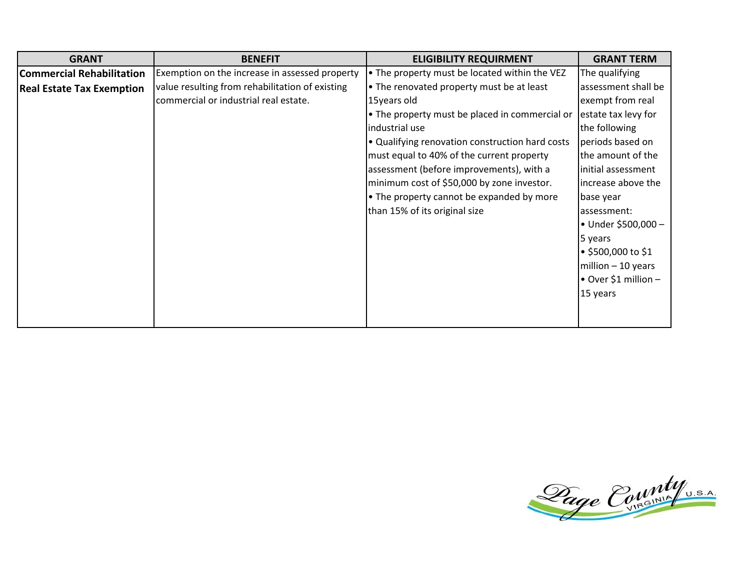| GRANT | BENEFIT | ELIGIBILITY REQUIRMENT | GRANT TERM |
| --- | --- | --- | --- |
| **Commercial Rehabilitation Real Estate Tax Exemption** | Exemption on the increase in assessed property value resulting from rehabilitation of existing commercial or industrial real estate. | • The property must be located within the VEZ<br>• The renovated property must be at least 15years old<br>• The property must be placed in commercial or industrial use<br>• Qualifying renovation construction hard costs must equal to 40% of the current property assessment (before improvements), with a minimum cost of $50,000 by zone investor.<br>• The property cannot be expanded by more than 15% of its original size | The qualifying assessment shall be exempt from real estate tax levy for the following periods based on the amount of the initial assessment increase above the base year assessment:<br>• Under $500,000 – 5 years<br>• $500,000 to $1 million – 10 years<br>• Over $1 million – 15 years |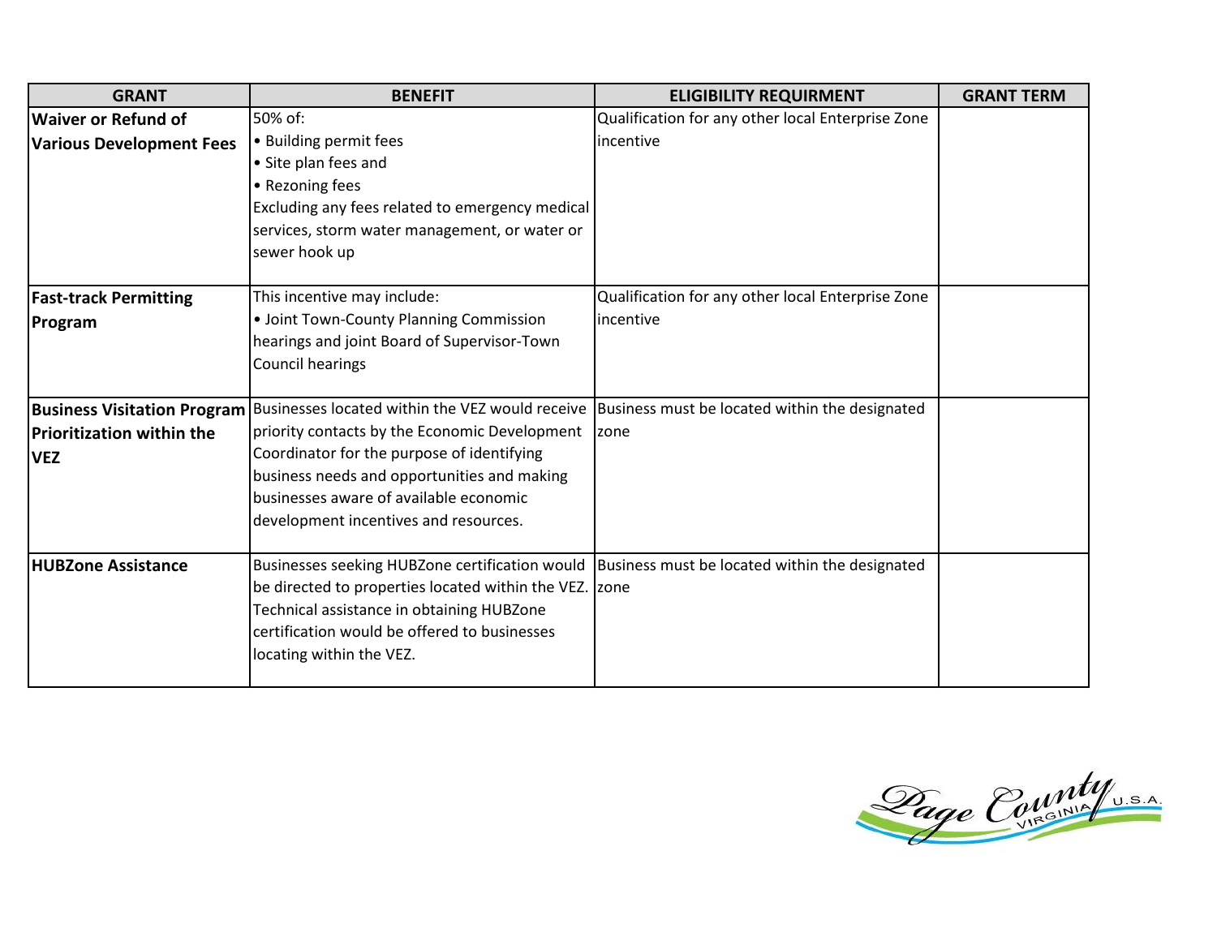| GRANT | BENEFIT | ELIGIBILITY REQUIRMENT | GRANT TERM |
|---|---|---|---|
| **Waiver or Refund of Various Development Fees** | 50% of:<br>• Building permit fees<br>• Site plan fees and<br>• Rezoning fees<br>Excluding any fees related to emergency medical services, storm water management, or water or sewer hook up | Qualification for any other local Enterprise Zone incentive | |
| **Fast-track Permitting Program** | This incentive may include:<br>• Joint Town-County Planning Commission hearings and joint Board of Supervisor-Town Council hearings | Qualification for any other local Enterprise Zone incentive | |
| **Business Visitation Program Prioritization within the VEZ** | Businesses located within the VEZ would receive priority contacts by the Economic Development Coordinator for the purpose of identifying business needs and opportunities and making businesses aware of available economic development incentives and resources. | Business must be located within the designated zone | |
| **HUBZone Assistance** | Businesses seeking HUBZone certification would be directed to properties located within the VEZ. Technical assistance in obtaining HUBZone certification would be offered to businesses locating within the VEZ. | Business must be located within the designated zone | |

Page County VIRGINIA U.S.A.